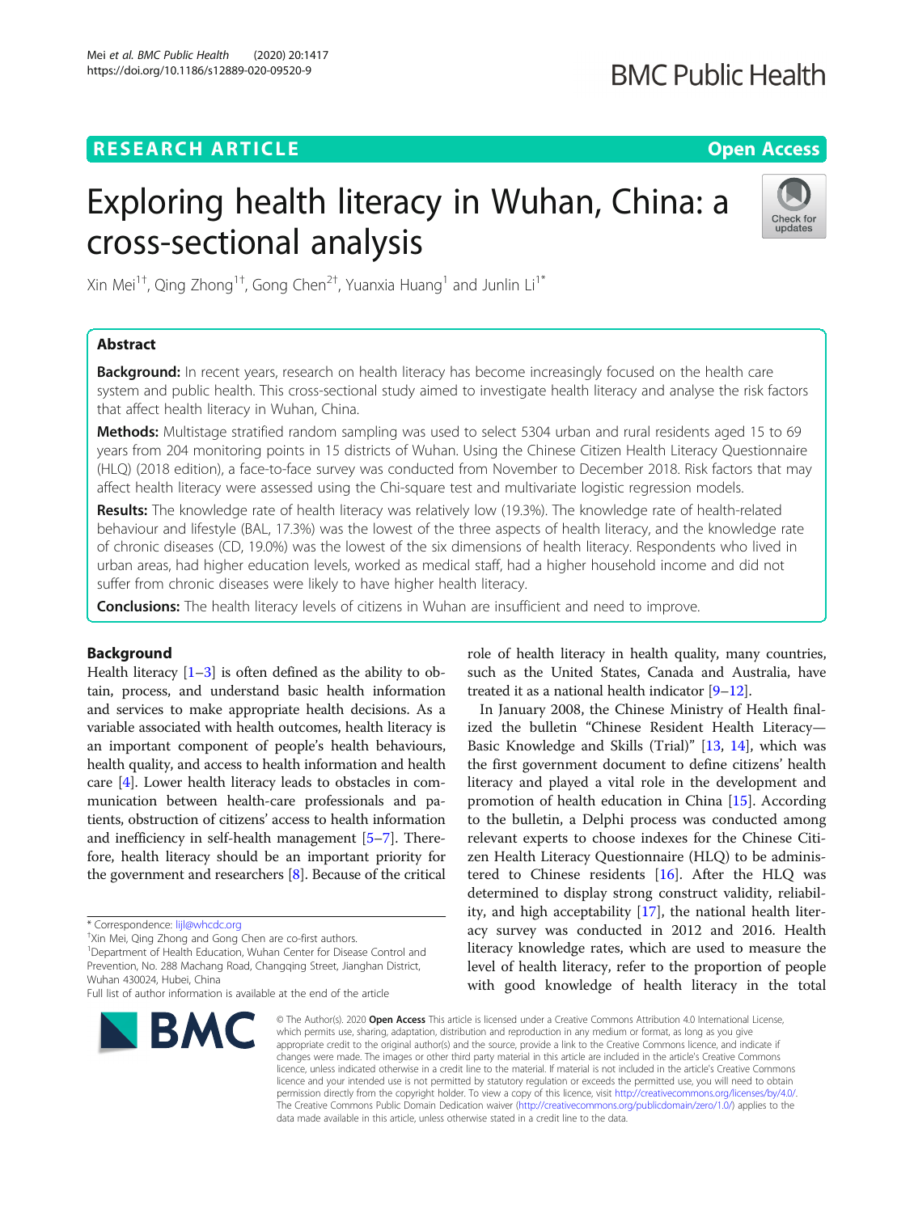# Exploring health literacy in Wuhan, China: a cross-sectional analysis

Xin Mei[1†], Qing Zhong[1†], Gong Chen[2†], Yuanxia Huang[1] and Junlin Li[1*]

## Abstract

**Background:** In recent years, research on health literacy has become increasingly focused on the health care system and public health. This cross-sectional study aimed to investigate health literacy and analyse the risk factors that affect health literacy in Wuhan, China.

**Methods:** Multistage stratified random sampling was used to select 5304 urban and rural residents aged 15 to 69 years from 204 monitoring points in 15 districts of Wuhan. Using the Chinese Citizen Health Literacy Questionnaire (HLQ) (2018 edition), a face-to-face survey was conducted from November to December 2018. Risk factors that may affect health literacy were assessed using the Chi-square test and multivariate logistic regression models.

**Results:** The knowledge rate of health literacy was relatively low (19.3%). The knowledge rate of health-related behaviour and lifestyle (BAL, 17.3%) was the lowest of the three aspects of health literacy, and the knowledge rate of chronic diseases (CD, 19.0%) was the lowest of the six dimensions of health literacy. Respondents who lived in urban areas, had higher education levels, worked as medical staff, had a higher household income and did not suffer from chronic diseases were likely to have higher health literacy.

**Conclusions:** The health literacy levels of citizens in Wuhan are insufficient and need to improve.

## Background

Health literacy [1–3] is often defined as the ability to obtain, process, and understand basic health information and services to make appropriate health decisions. As a variable associated with health outcomes, health literacy is an important component of people's health behaviours, health quality, and access to health information and health care [4]. Lower health literacy leads to obstacles in communication between health-care professionals and patients, obstruction of citizens' access to health information and inefficiency in self-health management [5–7]. Therefore, health literacy should be an important priority for the government and researchers [8]. Because of the critical role of health literacy in health quality, many countries, such as the United States, Canada and Australia, have treated it as a national health indicator [9–12].

In January 2008, the Chinese Ministry of Health finalized the bulletin "Chinese Resident Health Literacy—Basic Knowledge and Skills (Trial)" [13, 14], which was the first government document to define citizens' health literacy and played a vital role in the development and promotion of health education in China [15]. According to the bulletin, a Delphi process was conducted among relevant experts to choose indexes for the Chinese Citizen Health Literacy Questionnaire (HLQ) to be administered to Chinese residents [16]. After the HLQ was determined to display strong construct validity, reliability, and high acceptability [17], the national health literacy survey was conducted in 2012 and 2016. Health literacy knowledge rates, which are used to measure the level of health literacy, refer to the proportion of people with good knowledge of health literacy in the total

\* Correspondence: lijl@whcdc.org
†Xin Mei, Qing Zhong and Gong Chen are co-first authors.
[1]Department of Health Education, Wuhan Center for Disease Control and Prevention, No. 288 Machang Road, Changqing Street, Jianghan District, Wuhan 430024, Hubei, China
Full list of author information is available at the end of the article

© The Author(s). 2020 **Open Access** This article is licensed under a Creative Commons Attribution 4.0 International License, which permits use, sharing, adaptation, distribution and reproduction in any medium or format, as long as you give appropriate credit to the original author(s) and the source, provide a link to the Creative Commons licence, and indicate if changes were made. The images or other third party material in this article are included in the article's Creative Commons licence, unless indicated otherwise in a credit line to the material. If material is not included in the article's Creative Commons licence and your intended use is not permitted by statutory regulation or exceeds the permitted use, you will need to obtain permission directly from the copyright holder. To view a copy of this licence, visit http://creativecommons.org/licenses/by/4.0/. The Creative Commons Public Domain Dedication waiver (http://creativecommons.org/publicdomain/zero/1.0/) applies to the data made available in this article, unless otherwise stated in a credit line to the data.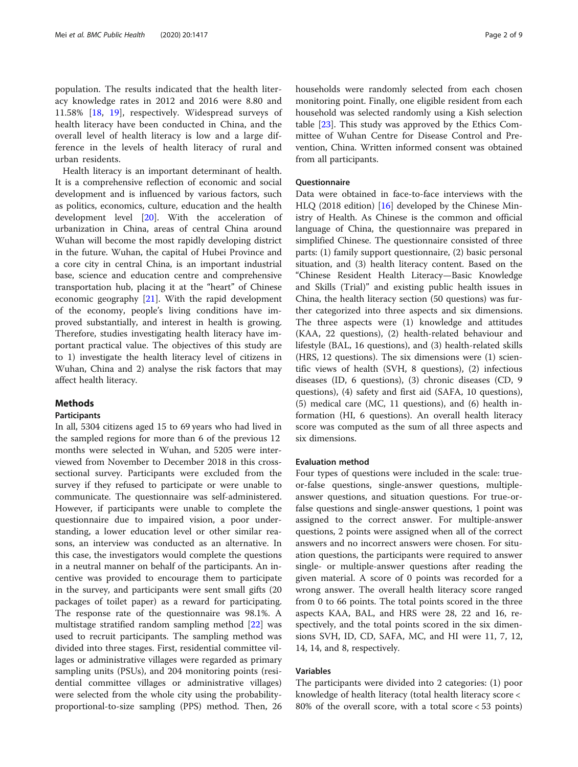population. The results indicated that the health literacy knowledge rates in 2012 and 2016 were 8.80 and 11.58% [18, 19], respectively. Widespread surveys of health literacy have been conducted in China, and the overall level of health literacy is low and a large difference in the levels of health literacy of rural and urban residents.

Health literacy is an important determinant of health. It is a comprehensive reflection of economic and social development and is influenced by various factors, such as politics, economics, culture, education and the health development level [20]. With the acceleration of urbanization in China, areas of central China around Wuhan will become the most rapidly developing district in the future. Wuhan, the capital of Hubei Province and a core city in central China, is an important industrial base, science and education centre and comprehensive transportation hub, placing it at the "heart" of Chinese economic geography [21]. With the rapid development of the economy, people's living conditions have improved substantially, and interest in health is growing. Therefore, studies investigating health literacy have important practical value. The objectives of this study are to 1) investigate the health literacy level of citizens in Wuhan, China and 2) analyse the risk factors that may affect health literacy.

## Methods

### Participants

In all, 5304 citizens aged 15 to 69 years who had lived in the sampled regions for more than 6 of the previous 12 months were selected in Wuhan, and 5205 were interviewed from November to December 2018 in this cross-sectional survey. Participants were excluded from the survey if they refused to participate or were unable to communicate. The questionnaire was self-administered. However, if participants were unable to complete the questionnaire due to impaired vision, a poor understanding, a lower education level or other similar reasons, an interview was conducted as an alternative. In this case, the investigators would complete the questions in a neutral manner on behalf of the participants. An incentive was provided to encourage them to participate in the survey, and participants were sent small gifts (20 packages of toilet paper) as a reward for participating. The response rate of the questionnaire was 98.1%. A multistage stratified random sampling method [22] was used to recruit participants. The sampling method was divided into three stages. First, residential committee villages or administrative villages were regarded as primary sampling units (PSUs), and 204 monitoring points (residential committee villages or administrative villages) were selected from the whole city using the probability-proportional-to-size sampling (PPS) method. Then, 26 households were randomly selected from each chosen monitoring point. Finally, one eligible resident from each household was selected randomly using a Kish selection table [23]. This study was approved by the Ethics Committee of Wuhan Centre for Disease Control and Prevention, China. Written informed consent was obtained from all participants.

### Questionnaire

Data were obtained in face-to-face interviews with the HLQ (2018 edition) [16] developed by the Chinese Ministry of Health. As Chinese is the common and official language of China, the questionnaire was prepared in simplified Chinese. The questionnaire consisted of three parts: (1) family support questionnaire, (2) basic personal situation, and (3) health literacy content. Based on the "Chinese Resident Health Literacy—Basic Knowledge and Skills (Trial)" and existing public health issues in China, the health literacy section (50 questions) was further categorized into three aspects and six dimensions. The three aspects were (1) knowledge and attitudes (KAA, 22 questions), (2) health-related behaviour and lifestyle (BAL, 16 questions), and (3) health-related skills (HRS, 12 questions). The six dimensions were (1) scientific views of health (SVH, 8 questions), (2) infectious diseases (ID, 6 questions), (3) chronic diseases (CD, 9 questions), (4) safety and first aid (SAFA, 10 questions), (5) medical care (MC, 11 questions), and (6) health information (HI, 6 questions). An overall health literacy score was computed as the sum of all three aspects and six dimensions.

### Evaluation method

Four types of questions were included in the scale: true-or-false questions, single-answer questions, multiple-answer questions, and situation questions. For true-or-false questions and single-answer questions, 1 point was assigned to the correct answer. For multiple-answer questions, 2 points were assigned when all of the correct answers and no incorrect answers were chosen. For situation questions, the participants were required to answer single- or multiple-answer questions after reading the given material. A score of 0 points was recorded for a wrong answer. The overall health literacy score ranged from 0 to 66 points. The total points scored in the three aspects KAA, BAL, and HRS were 28, 22 and 16, respectively, and the total points scored in the six dimensions SVH, ID, CD, SAFA, MC, and HI were 11, 7, 12, 14, 14, and 8, respectively.

### Variables

The participants were divided into 2 categories: (1) poor knowledge of health literacy (total health literacy score < 80% of the overall score, with a total score < 53 points)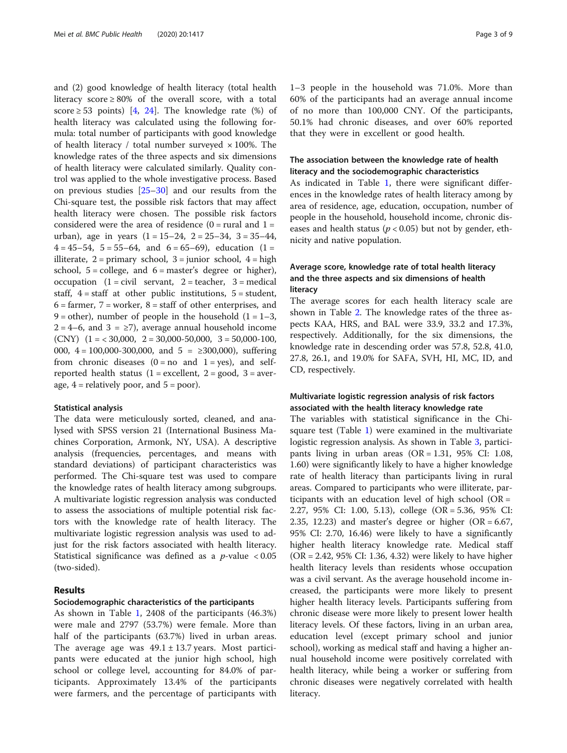and (2) good knowledge of health literacy (total health literacy score ≥ 80% of the overall score, with a total score ≥ 53 points) [4, 24]. The knowledge rate (%) of health literacy was calculated using the following formula: total number of participants with good knowledge of health literacy / total number surveyed × 100%. The knowledge rates of the three aspects and six dimensions of health literacy were calculated similarly. Quality control was applied to the whole investigative process. Based on previous studies [25–30] and our results from the Chi-square test, the possible risk factors that may affect health literacy were chosen. The possible risk factors considered were the area of residence (0 = rural and 1 = urban), age in years (1 = 15–24, 2 = 25–34, 3 = 35–44, 4 = 45–54, 5 = 55–64, and 6 = 65–69), education (1 = illiterate, 2 = primary school, 3 = junior school, 4 = high school, 5 = college, and 6 = master's degree or higher), occupation (1 = civil servant, 2 = teacher, 3 = medical staff, 4 = staff at other public institutions, 5 = student, 6 = farmer, 7 = worker, 8 = staff of other enterprises, and 9 = other), number of people in the household (1 = 1–3, 2 = 4–6, and 3 = ≥7), average annual household income (CNY) (1 = < 30,000, 2 = 30,000-50,000, 3 = 50,000-100, 000, 4 = 100,000-300,000, and 5 = ≥300,000), suffering from chronic diseases (0 = no and 1 = yes), and self-reported health status (1 = excellent, 2 = good, 3 = average, 4 = relatively poor, and 5 = poor).

### Statistical analysis

The data were meticulously sorted, cleaned, and analysed with SPSS version 21 (International Business Machines Corporation, Armonk, NY, USA). A descriptive analysis (frequencies, percentages, and means with standard deviations) of participant characteristics was performed. The Chi-square test was used to compare the knowledge rates of health literacy among subgroups. A multivariate logistic regression analysis was conducted to assess the associations of multiple potential risk factors with the knowledge rate of health literacy. The multivariate logistic regression analysis was used to adjust for the risk factors associated with health literacy. Statistical significance was defined as a $p$-value $< 0.05$ (two-sided).

## Results

### Sociodemographic characteristics of the participants

As shown in Table 1, 2408 of the participants (46.3%) were male and 2797 (53.7%) were female. More than half of the participants (63.7%) lived in urban areas. The average age was 49.1 ± 13.7 years. Most participants were educated at the junior high school, high school or college level, accounting for 84.0% of participants. Approximately 13.4% of the participants were farmers, and the percentage of participants with 1–3 people in the household was 71.0%. More than 60% of the participants had an average annual income of no more than 100,000 CNY. Of the participants, 50.1% had chronic diseases, and over 60% reported that they were in excellent or good health.

### The association between the knowledge rate of health literacy and the sociodemographic characteristics

As indicated in Table 1, there were significant differences in the knowledge rates of health literacy among by area of residence, age, education, occupation, number of people in the household, household income, chronic diseases and health status ($p < 0.05$) but not by gender, ethnicity and native population.

### Average score, knowledge rate of total health literacy and the three aspects and six dimensions of health literacy

The average scores for each health literacy scale are shown in Table 2. The knowledge rates of the three aspects KAA, HRS, and BAL were 33.9, 33.2 and 17.3%, respectively. Additionally, for the six dimensions, the knowledge rate in descending order was 57.8, 52.8, 41.0, 27.8, 26.1, and 19.0% for SAFA, SVH, HI, MC, ID, and CD, respectively.

### Multivariate logistic regression analysis of risk factors associated with the health literacy knowledge rate

The variables with statistical significance in the Chi-square test (Table 1) were examined in the multivariate logistic regression analysis. As shown in Table 3, participants living in urban areas (OR = 1.31, 95% CI: 1.08, 1.60) were significantly likely to have a higher knowledge rate of health literacy than participants living in rural areas. Compared to participants who were illiterate, participants with an education level of high school (OR = 2.27, 95% CI: 1.00, 5.13), college (OR = 5.36, 95% CI: 2.35, 12.23) and master's degree or higher (OR = 6.67, 95% CI: 2.70, 16.46) were likely to have a significantly higher health literacy knowledge rate. Medical staff (OR = 2.42, 95% CI: 1.36, 4.32) were likely to have higher health literacy levels than residents whose occupation was a civil servant. As the average household income increased, the participants were more likely to present higher health literacy levels. Participants suffering from chronic disease were more likely to present lower health literacy levels. Of these factors, living in an urban area, education level (except primary school and junior school), working as medical staff and having a higher annual household income were positively correlated with health literacy, while being a worker or suffering from chronic diseases were negatively correlated with health literacy.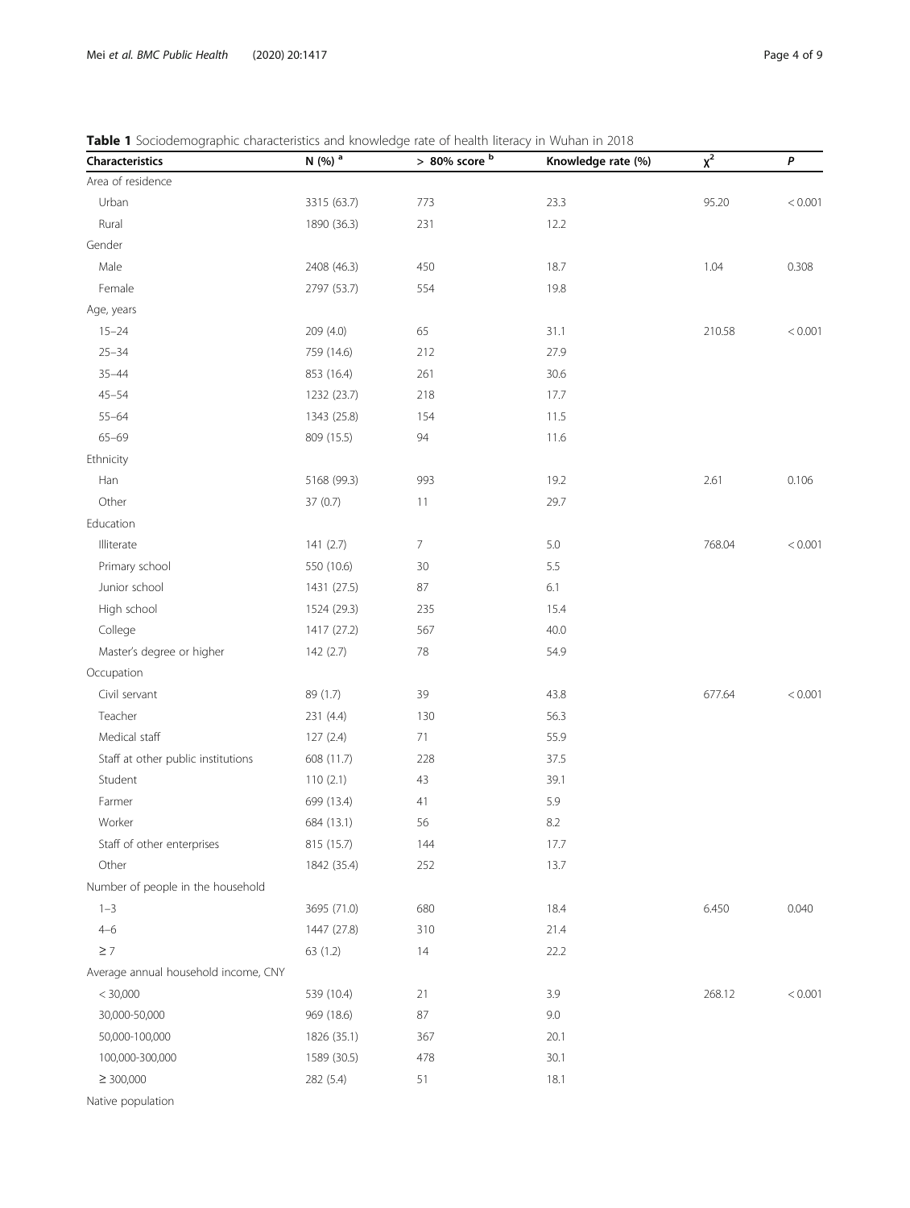**Table 1** Sociodemographic characteristics and knowledge rate of health literacy in Wuhan in 2018

| Characteristics | N (%) [a] | > 80% score [b] | Knowledge rate (%) | $\chi^2$ | *P* |
|---|---|---|---|---|---|
| Area of residence | | | | | |
| Urban | 3315 (63.7) | 773 | 23.3 | 95.20 | < 0.001 |
| Rural | 1890 (36.3) | 231 | 12.2 | | |
| Gender | | | | | |
| Male | 2408 (46.3) | 450 | 18.7 | 1.04 | 0.308 |
| Female | 2797 (53.7) | 554 | 19.8 | | |
| Age, years | | | | | |
| 15–24 | 209 (4.0) | 65 | 31.1 | 210.58 | < 0.001 |
| 25–34 | 759 (14.6) | 212 | 27.9 | | |
| 35–44 | 853 (16.4) | 261 | 30.6 | | |
| 45–54 | 1232 (23.7) | 218 | 17.7 | | |
| 55–64 | 1343 (25.8) | 154 | 11.5 | | |
| 65–69 | 809 (15.5) | 94 | 11.6 | | |
| Ethnicity | | | | | |
| Han | 5168 (99.3) | 993 | 19.2 | 2.61 | 0.106 |
| Other | 37 (0.7) | 11 | 29.7 | | |
| Education | | | | | |
| Illiterate | 141 (2.7) | 7 | 5.0 | 768.04 | < 0.001 |
| Primary school | 550 (10.6) | 30 | 5.5 | | |
| Junior school | 1431 (27.5) | 87 | 6.1 | | |
| High school | 1524 (29.3) | 235 | 15.4 | | |
| College | 1417 (27.2) | 567 | 40.0 | | |
| Master's degree or higher | 142 (2.7) | 78 | 54.9 | | |
| Occupation | | | | | |
| Civil servant | 89 (1.7) | 39 | 43.8 | 677.64 | < 0.001 |
| Teacher | 231 (4.4) | 130 | 56.3 | | |
| Medical staff | 127 (2.4) | 71 | 55.9 | | |
| Staff at other public institutions | 608 (11.7) | 228 | 37.5 | | |
| Student | 110 (2.1) | 43 | 39.1 | | |
| Farmer | 699 (13.4) | 41 | 5.9 | | |
| Worker | 684 (13.1) | 56 | 8.2 | | |
| Staff of other enterprises | 815 (15.7) | 144 | 17.7 | | |
| Other | 1842 (35.4) | 252 | 13.7 | | |
| Number of people in the household | | | | | |
| 1–3 | 3695 (71.0) | 680 | 18.4 | 6.450 | 0.040 |
| 4–6 | 1447 (27.8) | 310 | 21.4 | | |
| ≥ 7 | 63 (1.2) | 14 | 22.2 | | |
| Average annual household income, CNY | | | | | |
| < 30,000 | 539 (10.4) | 21 | 3.9 | 268.12 | < 0.001 |
| 30,000-50,000 | 969 (18.6) | 87 | 9.0 | | |
| 50,000-100,000 | 1826 (35.1) | 367 | 20.1 | | |
| 100,000-300,000 | 1589 (30.5) | 478 | 30.1 | | |
| ≥ 300,000 | 282 (5.4) | 51 | 18.1 | | |
| Native population | | | | | |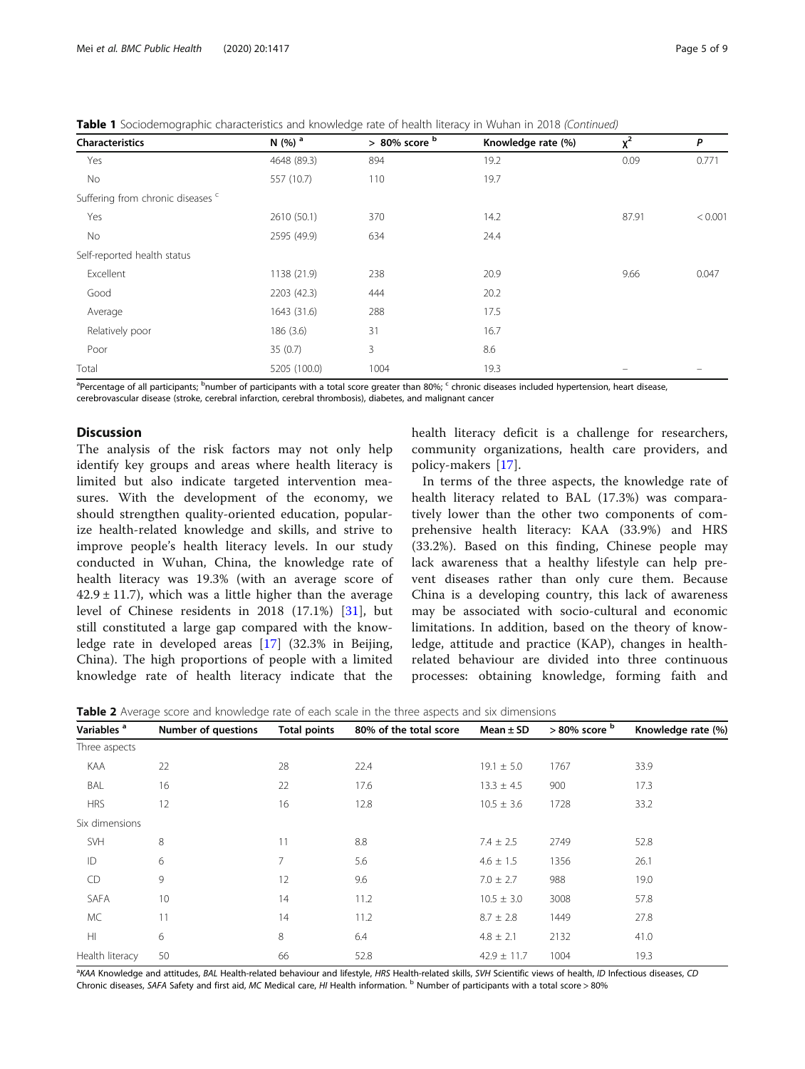**Table 1** Sociodemographic characteristics and knowledge rate of health literacy in Wuhan in 2018 *(Continued)*

| Characteristics | N (%) [a] | > 80% score [b] | Knowledge rate (%) | $\chi^2$ | *P* |
|---|---|---|---|---|---|
| Yes | 4648 (89.3) | 894 | 19.2 | 0.09 | 0.771 |
| No | 557 (10.7) | 110 | 19.7 | | |
| Suffering from chronic diseases [c] | | | | | |
| Yes | 2610 (50.1) | 370 | 14.2 | 87.91 | < 0.001 |
| No | 2595 (49.9) | 634 | 24.4 | | |
| Self-reported health status | | | | | |
| Excellent | 1138 (21.9) | 238 | 20.9 | 9.66 | 0.047 |
| Good | 2203 (42.3) | 444 | 20.2 | | |
| Average | 1643 (31.6) | 288 | 17.5 | | |
| Relatively poor | 186 (3.6) | 31 | 16.7 | | |
| Poor | 35 (0.7) | 3 | 8.6 | | |
| Total | 5205 (100.0) | 1004 | 19.3 | – | – |

[a]Percentage of all participants; [b]number of participants with a total score greater than 80%; [c] chronic diseases included hypertension, heart disease, cerebrovascular disease (stroke, cerebral infarction, cerebral thrombosis), diabetes, and malignant cancer

## Discussion

The analysis of the risk factors may not only help identify key groups and areas where health literacy is limited but also indicate targeted intervention measures. With the development of the economy, we should strengthen quality-oriented education, popularize health-related knowledge and skills, and strive to improve people's health literacy levels. In our study conducted in Wuhan, China, the knowledge rate of health literacy was 19.3% (with an average score of $42.9 \pm 11.7$), which was a little higher than the average level of Chinese residents in 2018 (17.1%) [31], but still constituted a large gap compared with the knowledge rate in developed areas [17] (32.3% in Beijing, China). The high proportions of people with a limited knowledge rate of health literacy indicate that the health literacy deficit is a challenge for researchers, community organizations, health care providers, and policy-makers [17].

In terms of the three aspects, the knowledge rate of health literacy related to BAL (17.3%) was comparatively lower than the other two components of comprehensive health literacy: KAA (33.9%) and HRS (33.2%). Based on this finding, Chinese people may lack awareness that a healthy lifestyle can help prevent diseases rather than only cure them. Because China is a developing country, this lack of awareness may be associated with socio-cultural and economic limitations. In addition, based on the theory of knowledge, attitude and practice (KAP), changes in health-related behaviour are divided into three continuous processes: obtaining knowledge, forming faith and

**Table 2** Average score and knowledge rate of each scale in the three aspects and six dimensions

| Variables [a] | Number of questions | Total points | 80% of the total score | Mean ± SD | > 80% score [b] | Knowledge rate (%) |
|---|---|---|---|---|---|---|
| Three aspects | | | | | | |
| KAA | 22 | 28 | 22.4 | $19.1 \pm 5.0$ | 1767 | 33.9 |
| BAL | 16 | 22 | 17.6 | $13.3 \pm 4.5$ | 900 | 17.3 |
| HRS | 12 | 16 | 12.8 | $10.5 \pm 3.6$ | 1728 | 33.2 |
| Six dimensions | | | | | | |
| SVH | 8 | 11 | 8.8 | $7.4 \pm 2.5$ | 2749 | 52.8 |
| ID | 6 | 7 | 5.6 | $4.6 \pm 1.5$ | 1356 | 26.1 |
| CD | 9 | 12 | 9.6 | $7.0 \pm 2.7$ | 988 | 19.0 |
| SAFA | 10 | 14 | 11.2 | $10.5 \pm 3.0$ | 3008 | 57.8 |
| MC | 11 | 14 | 11.2 | $8.7 \pm 2.8$ | 1449 | 27.8 |
| HI | 6 | 8 | 6.4 | $4.8 \pm 2.1$ | 2132 | 41.0 |
| Health literacy | 50 | 66 | 52.8 | $42.9 \pm 11.7$ | 1004 | 19.3 |

[a]*KAA* Knowledge and attitudes, *BAL* Health-related behaviour and lifestyle, *HRS* Health-related skills, *SVH* Scientific views of health, *ID* Infectious diseases, *CD* Chronic diseases, *SAFA* Safety and first aid, *MC* Medical care, *HI* Health information. [b] Number of participants with a total score > 80%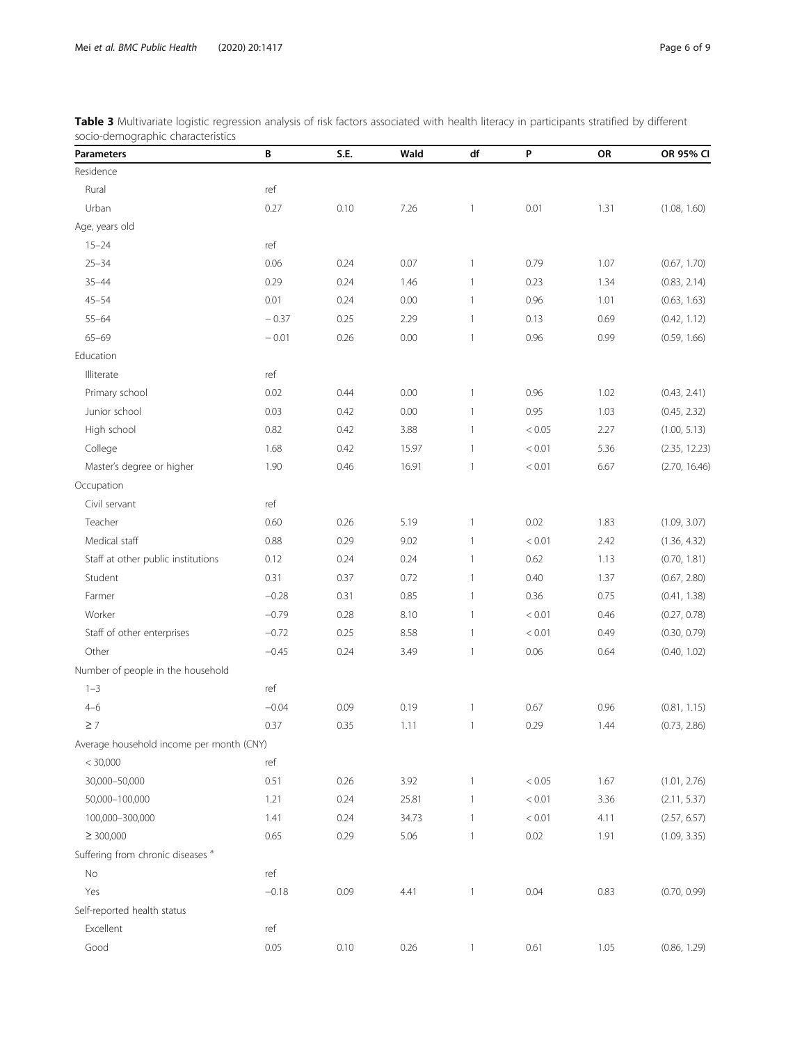**Table 3** Multivariate logistic regression analysis of risk factors associated with health literacy in participants stratified by different socio-demographic characteristics

| Parameters | B | S.E. | Wald | df | P | OR | OR 95% CI |
|---|---|---|---|---|---|---|---|
| Residence | | | | | | | |
| Rural | ref | | | | | | |
| Urban | 0.27 | 0.10 | 7.26 | 1 | 0.01 | 1.31 | (1.08, 1.60) |
| Age, years old | | | | | | | |
| 15–24 | ref | | | | | | |
| 25–34 | 0.06 | 0.24 | 0.07 | 1 | 0.79 | 1.07 | (0.67, 1.70) |
| 35–44 | 0.29 | 0.24 | 1.46 | 1 | 0.23 | 1.34 | (0.83, 2.14) |
| 45–54 | 0.01 | 0.24 | 0.00 | 1 | 0.96 | 1.01 | (0.63, 1.63) |
| 55–64 | − 0.37 | 0.25 | 2.29 | 1 | 0.13 | 0.69 | (0.42, 1.12) |
| 65–69 | − 0.01 | 0.26 | 0.00 | 1 | 0.96 | 0.99 | (0.59, 1.66) |
| Education | | | | | | | |
| Illiterate | ref | | | | | | |
| Primary school | 0.02 | 0.44 | 0.00 | 1 | 0.96 | 1.02 | (0.43, 2.41) |
| Junior school | 0.03 | 0.42 | 0.00 | 1 | 0.95 | 1.03 | (0.45, 2.32) |
| High school | 0.82 | 0.42 | 3.88 | 1 | < 0.05 | 2.27 | (1.00, 5.13) |
| College | 1.68 | 0.42 | 15.97 | 1 | < 0.01 | 5.36 | (2.35, 12.23) |
| Master's degree or higher | 1.90 | 0.46 | 16.91 | 1 | < 0.01 | 6.67 | (2.70, 16.46) |
| Occupation | | | | | | | |
| Civil servant | ref | | | | | | |
| Teacher | 0.60 | 0.26 | 5.19 | 1 | 0.02 | 1.83 | (1.09, 3.07) |
| Medical staff | 0.88 | 0.29 | 9.02 | 1 | < 0.01 | 2.42 | (1.36, 4.32) |
| Staff at other public institutions | 0.12 | 0.24 | 0.24 | 1 | 0.62 | 1.13 | (0.70, 1.81) |
| Student | 0.31 | 0.37 | 0.72 | 1 | 0.40 | 1.37 | (0.67, 2.80) |
| Farmer | −0.28 | 0.31 | 0.85 | 1 | 0.36 | 0.75 | (0.41, 1.38) |
| Worker | −0.79 | 0.28 | 8.10 | 1 | < 0.01 | 0.46 | (0.27, 0.78) |
| Staff of other enterprises | −0.72 | 0.25 | 8.58 | 1 | < 0.01 | 0.49 | (0.30, 0.79) |
| Other | −0.45 | 0.24 | 3.49 | 1 | 0.06 | 0.64 | (0.40, 1.02) |
| Number of people in the household | | | | | | | |
| 1–3 | ref | | | | | | |
| 4–6 | −0.04 | 0.09 | 0.19 | 1 | 0.67 | 0.96 | (0.81, 1.15) |
| ≥ 7 | 0.37 | 0.35 | 1.11 | 1 | 0.29 | 1.44 | (0.73, 2.86) |
| Average household income per month (CNY) | | | | | | | |
| < 30,000 | ref | | | | | | |
| 30,000–50,000 | 0.51 | 0.26 | 3.92 | 1 | < 0.05 | 1.67 | (1.01, 2.76) |
| 50,000–100,000 | 1.21 | 0.24 | 25.81 | 1 | < 0.01 | 3.36 | (2.11, 5.37) |
| 100,000–300,000 | 1.41 | 0.24 | 34.73 | 1 | < 0.01 | 4.11 | (2.57, 6.57) |
| ≥ 300,000 | 0.65 | 0.29 | 5.06 | 1 | 0.02 | 1.91 | (1.09, 3.35) |
| Suffering from chronic diseases [a] | | | | | | | |
| No | ref | | | | | | |
| Yes | −0.18 | 0.09 | 4.41 | 1 | 0.04 | 0.83 | (0.70, 0.99) |
| Self-reported health status | | | | | | | |
| Excellent | ref | | | | | | |
| Good | 0.05 | 0.10 | 0.26 | 1 | 0.61 | 1.05 | (0.86, 1.29) |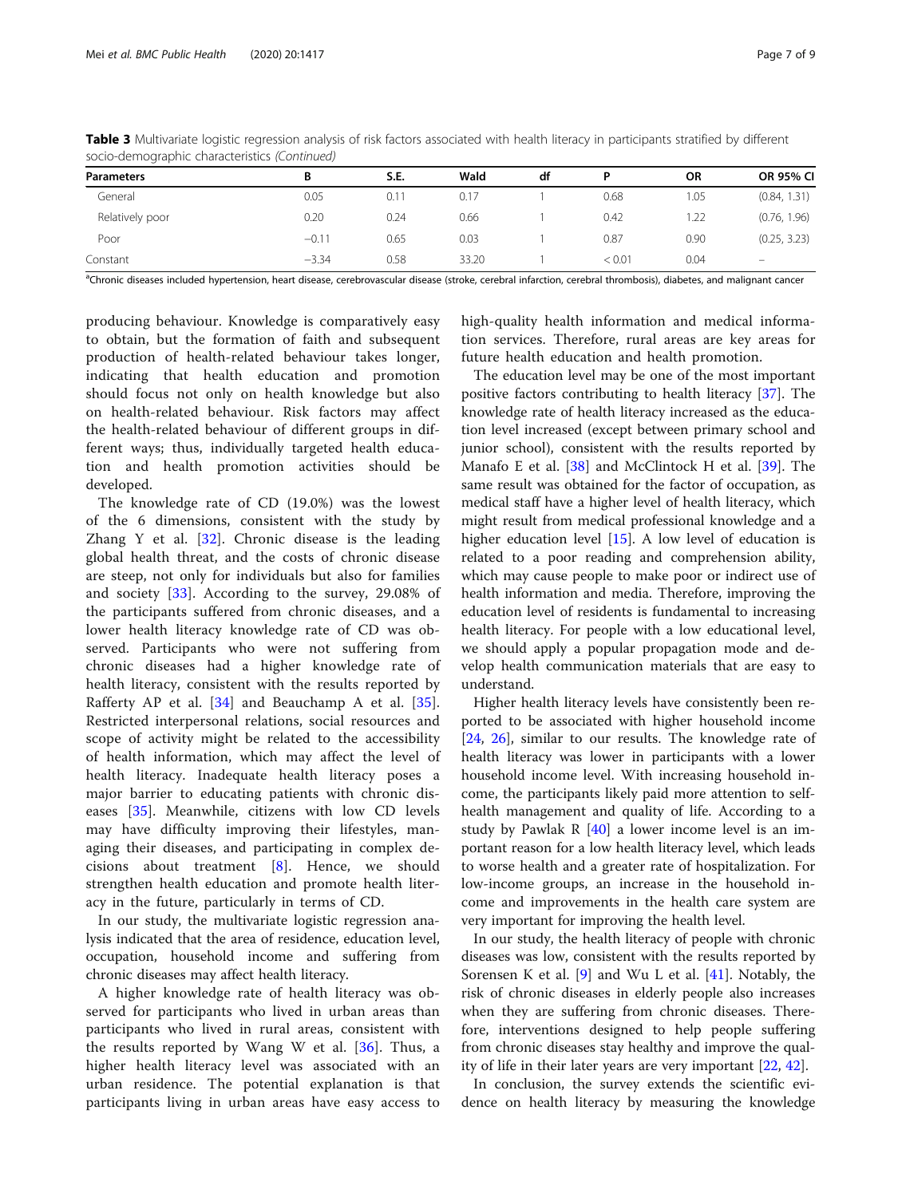**Table 3** Multivariate logistic regression analysis of risk factors associated with health literacy in participants stratified by different socio-demographic characteristics *(Continued)*

| Parameters | B | S.E. | Wald | df | P | OR | OR 95% CI |
|---|---|---|---|---|---|---|---|
| General | 0.05 | 0.11 | 0.17 | 1 | 0.68 | 1.05 | (0.84, 1.31) |
| Relatively poor | 0.20 | 0.24 | 0.66 | 1 | 0.42 | 1.22 | (0.76, 1.96) |
| Poor | −0.11 | 0.65 | 0.03 | 1 | 0.87 | 0.90 | (0.25, 3.23) |
| Constant | −3.34 | 0.58 | 33.20 | 1 | < 0.01 | 0.04 | – |

[a]Chronic diseases included hypertension, heart disease, cerebrovascular disease (stroke, cerebral infarction, cerebral thrombosis), diabetes, and malignant cancer

producing behaviour. Knowledge is comparatively easy to obtain, but the formation of faith and subsequent production of health-related behaviour takes longer, indicating that health education and promotion should focus not only on health knowledge but also on health-related behaviour. Risk factors may affect the health-related behaviour of different groups in different ways; thus, individually targeted health education and health promotion activities should be developed.

The knowledge rate of CD (19.0%) was the lowest of the 6 dimensions, consistent with the study by Zhang Y et al. [32]. Chronic disease is the leading global health threat, and the costs of chronic disease are steep, not only for individuals but also for families and society [33]. According to the survey, 29.08% of the participants suffered from chronic diseases, and a lower health literacy knowledge rate of CD was observed. Participants who were not suffering from chronic diseases had a higher knowledge rate of health literacy, consistent with the results reported by Rafferty AP et al. [34] and Beauchamp A et al. [35]. Restricted interpersonal relations, social resources and scope of activity might be related to the accessibility of health information, which may affect the level of health literacy. Inadequate health literacy poses a major barrier to educating patients with chronic diseases [35]. Meanwhile, citizens with low CD levels may have difficulty improving their lifestyles, managing their diseases, and participating in complex decisions about treatment [8]. Hence, we should strengthen health education and promote health literacy in the future, particularly in terms of CD.

In our study, the multivariate logistic regression analysis indicated that the area of residence, education level, occupation, household income and suffering from chronic diseases may affect health literacy.

A higher knowledge rate of health literacy was observed for participants who lived in urban areas than participants who lived in rural areas, consistent with the results reported by Wang W et al. [36]. Thus, a higher health literacy level was associated with an urban residence. The potential explanation is that participants living in urban areas have easy access to high-quality health information and medical information services. Therefore, rural areas are key areas for future health education and health promotion.

The education level may be one of the most important positive factors contributing to health literacy [37]. The knowledge rate of health literacy increased as the education level increased (except between primary school and junior school), consistent with the results reported by Manafo E et al. [38] and McClintock H et al. [39]. The same result was obtained for the factor of occupation, as medical staff have a higher level of health literacy, which might result from medical professional knowledge and a higher education level [15]. A low level of education is related to a poor reading and comprehension ability, which may cause people to make poor or indirect use of health information and media. Therefore, improving the education level of residents is fundamental to increasing health literacy. For people with a low educational level, we should apply a popular propagation mode and develop health communication materials that are easy to understand.

Higher health literacy levels have consistently been reported to be associated with higher household income [24, 26], similar to our results. The knowledge rate of health literacy was lower in participants with a lower household income level. With increasing household income, the participants likely paid more attention to self-health management and quality of life. According to a study by Pawlak R [40] a lower income level is an important reason for a low health literacy level, which leads to worse health and a greater rate of hospitalization. For low-income groups, an increase in the household income and improvements in the health care system are very important for improving the health level.

In our study, the health literacy of people with chronic diseases was low, consistent with the results reported by Sorensen K et al. [9] and Wu L et al. [41]. Notably, the risk of chronic diseases in elderly people also increases when they are suffering from chronic diseases. Therefore, interventions designed to help people suffering from chronic diseases stay healthy and improve the quality of life in their later years are very important [22, 42].

In conclusion, the survey extends the scientific evidence on health literacy by measuring the knowledge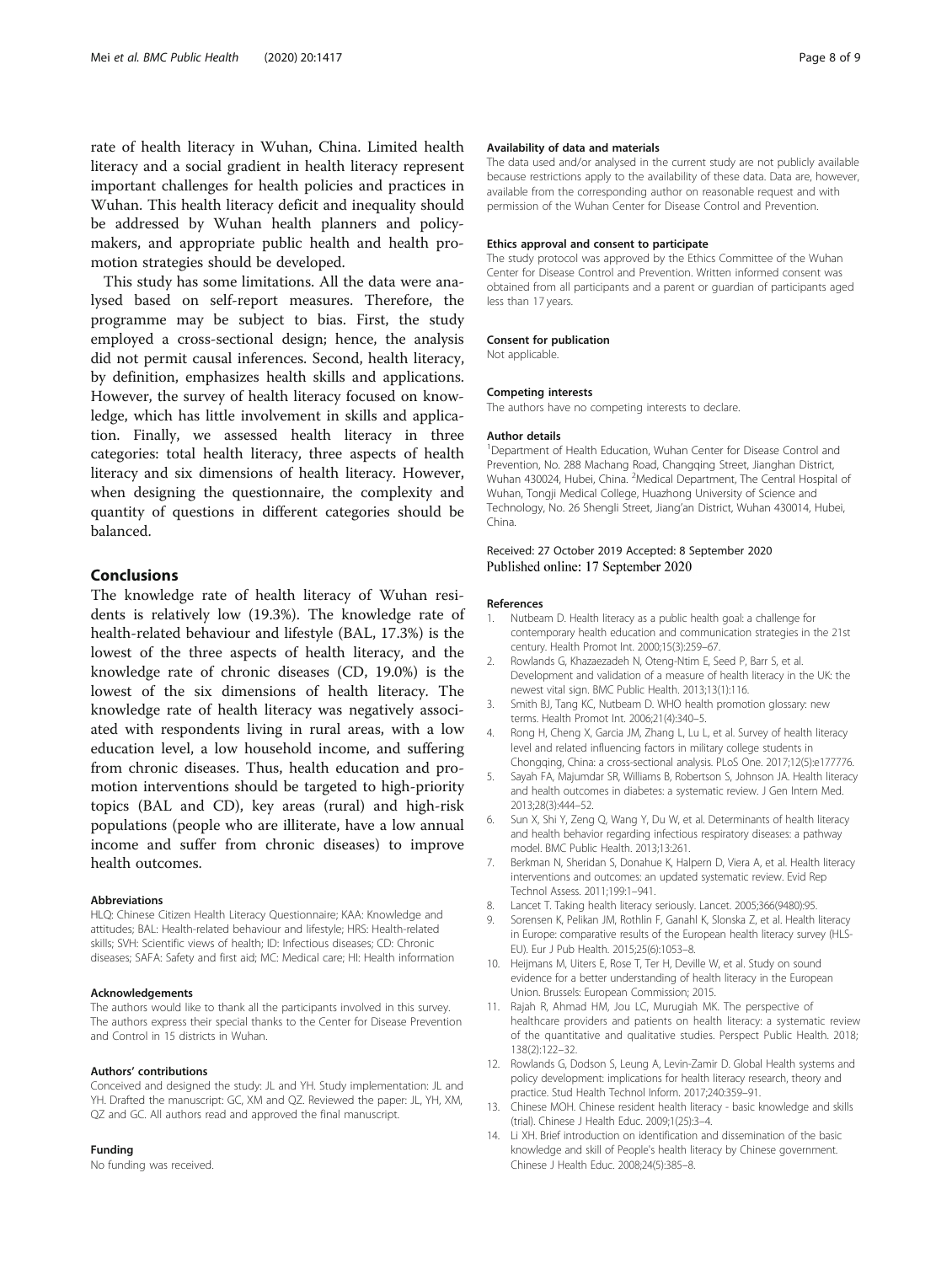rate of health literacy in Wuhan, China. Limited health literacy and a social gradient in health literacy represent important challenges for health policies and practices in Wuhan. This health literacy deficit and inequality should be addressed by Wuhan health planners and policy-makers, and appropriate public health and health promotion strategies should be developed.

This study has some limitations. All the data were analysed based on self-report measures. Therefore, the programme may be subject to bias. First, the study employed a cross-sectional design; hence, the analysis did not permit causal inferences. Second, health literacy, by definition, emphasizes health skills and applications. However, the survey of health literacy focused on knowledge, which has little involvement in skills and application. Finally, we assessed health literacy in three categories: total health literacy, three aspects of health literacy and six dimensions of health literacy. However, when designing the questionnaire, the complexity and quantity of questions in different categories should be balanced.

## Conclusions

The knowledge rate of health literacy of Wuhan residents is relatively low (19.3%). The knowledge rate of health-related behaviour and lifestyle (BAL, 17.3%) is the lowest of the three aspects of health literacy, and the knowledge rate of chronic diseases (CD, 19.0%) is the lowest of the six dimensions of health literacy. The knowledge rate of health literacy was negatively associated with respondents living in rural areas, with a low education level, a low household income, and suffering from chronic diseases. Thus, health education and promotion interventions should be targeted to high-priority topics (BAL and CD), key areas (rural) and high-risk populations (people who are illiterate, have a low annual income and suffer from chronic diseases) to improve health outcomes.

#### Abbreviations

HLQ: Chinese Citizen Health Literacy Questionnaire; KAA: Knowledge and attitudes; BAL: Health-related behaviour and lifestyle; HRS: Health-related skills; SVH: Scientific views of health; ID: Infectious diseases; CD: Chronic diseases; SAFA: Safety and first aid; MC: Medical care; HI: Health information

#### Acknowledgements

The authors would like to thank all the participants involved in this survey. The authors express their special thanks to the Center for Disease Prevention and Control in 15 districts in Wuhan.

#### Authors' contributions

Conceived and designed the study: JL and YH. Study implementation: JL and YH. Drafted the manuscript: GC, XM and QZ. Reviewed the paper: JL, YH, XM, QZ and GC. All authors read and approved the final manuscript.

#### Funding

No funding was received.

#### Availability of data and materials

The data used and/or analysed in the current study are not publicly available because restrictions apply to the availability of these data. Data are, however, available from the corresponding author on reasonable request and with permission of the Wuhan Center for Disease Control and Prevention.

#### Ethics approval and consent to participate

The study protocol was approved by the Ethics Committee of the Wuhan Center for Disease Control and Prevention. Written informed consent was obtained from all participants and a parent or guardian of participants aged less than 17 years.

#### Consent for publication

Not applicable.

#### Competing interests

The authors have no competing interests to declare.

#### Author details

[1]Department of Health Education, Wuhan Center for Disease Control and Prevention, No. 288 Machang Road, Changqing Street, Jianghan District, Wuhan 430024, Hubei, China. [2]Medical Department, The Central Hospital of Wuhan, Tongji Medical College, Huazhong University of Science and Technology, No. 26 Shengli Street, Jiang'an District, Wuhan 430014, Hubei, China.

Received: 27 October 2019 Accepted: 8 September 2020
Published online: 17 September 2020

#### References

1. Nutbeam D. Health literacy as a public health goal: a challenge for contemporary health education and communication strategies in the 21st century. Health Promot Int. 2000;15(3):259–67.
2. Rowlands G, Khazaezadeh N, Oteng-Ntim E, Seed P, Barr S, et al. Development and validation of a measure of health literacy in the UK: the newest vital sign. BMC Public Health. 2013;13(1):116.
3. Smith BJ, Tang KC, Nutbeam D. WHO health promotion glossary: new terms. Health Promot Int. 2006;21(4):340–5.
4. Rong H, Cheng X, Garcia JM, Zhang L, Lu L, et al. Survey of health literacy level and related influencing factors in military college students in Chongqing, China: a cross-sectional analysis. PLoS One. 2017;12(5):e177776.
5. Sayah FA, Majumdar SR, Williams B, Robertson S, Johnson JA. Health literacy and health outcomes in diabetes: a systematic review. J Gen Intern Med. 2013;28(3):444–52.
6. Sun X, Shi Y, Zeng Q, Wang Y, Du W, et al. Determinants of health literacy and health behavior regarding infectious respiratory diseases: a pathway model. BMC Public Health. 2013;13:261.
7. Berkman N, Sheridan S, Donahue K, Halpern D, Viera A, et al. Health literacy interventions and outcomes: an updated systematic review. Evid Rep Technol Assess. 2011;199:1–941.
8. Lancet T. Taking health literacy seriously. Lancet. 2005;366(9480):95.
9. Sorensen K, Pelikan JM, Rothlin F, Ganahl K, Slonska Z, et al. Health literacy in Europe: comparative results of the European health literacy survey (HLS-EU). Eur J Pub Health. 2015;25(6):1053–8.
10. Heijmans M, Uiters E, Rose T, Ter H, Deville W, et al. Study on sound evidence for a better understanding of health literacy in the European Union. Brussels: European Commission; 2015.
11. Rajah R, Ahmad HM, Jou LC, Murugiah MK. The perspective of healthcare providers and patients on health literacy: a systematic review of the quantitative and qualitative studies. Perspect Public Health. 2018; 138(2):122–32.
12. Rowlands G, Dodson S, Leung A, Levin-Zamir D. Global Health systems and policy development: implications for health literacy research, theory and practice. Stud Health Technol Inform. 2017;240:359–91.
13. Chinese MOH. Chinese resident health literacy - basic knowledge and skills (trial). Chinese J Health Educ. 2009;1(25):3–4.
14. Li XH. Brief introduction on identification and dissemination of the basic knowledge and skill of People's health literacy by Chinese government. Chinese J Health Educ. 2008;24(5):385–8.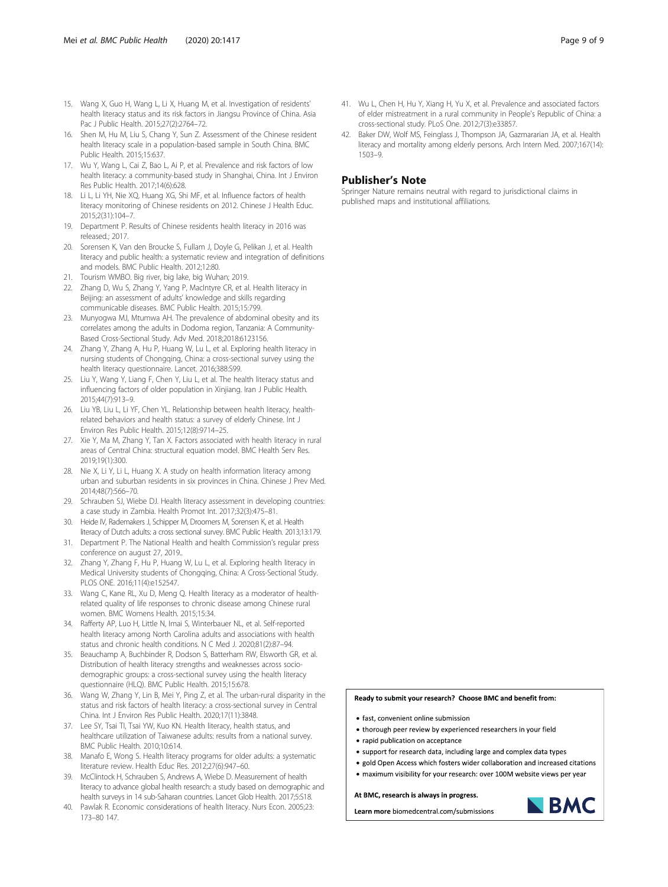15. Wang X, Guo H, Wang L, Li X, Huang M, et al. Investigation of residents' health literacy status and its risk factors in Jiangsu Province of China. Asia Pac J Public Health. 2015;27(2):2764–72.
16. Shen M, Hu M, Liu S, Chang Y, Sun Z. Assessment of the Chinese resident health literacy scale in a population-based sample in South China. BMC Public Health. 2015;15:637.
17. Wu Y, Wang L, Cai Z, Bao L, Ai P, et al. Prevalence and risk factors of low health literacy: a community-based study in Shanghai, China. Int J Environ Res Public Health. 2017;14(6):628.
18. Li L, Li YH, Nie XQ, Huang XG, Shi MF, et al. Influence factors of health literacy monitoring of Chinese residents on 2012. Chinese J Health Educ. 2015;2(31):104–7.
19. Department P. Results of Chinese residents health literacy in 2016 was released.; 2017.
20. Sorensen K, Van den Broucke S, Fullam J, Doyle G, Pelikan J, et al. Health literacy and public health: a systematic review and integration of definitions and models. BMC Public Health. 2012;12:80.
21. Tourism WMBO. Big river, big lake, big Wuhan; 2019.
22. Zhang D, Wu S, Zhang Y, Yang P, MacIntyre CR, et al. Health literacy in Beijing: an assessment of adults' knowledge and skills regarding communicable diseases. BMC Public Health. 2015;15:799.
23. Munyogwa MJ, Mtumwa AH. The prevalence of abdominal obesity and its correlates among the adults in Dodoma region, Tanzania: A Community-Based Cross-Sectional Study. Adv Med. 2018;2018:6123156.
24. Zhang Y, Zhang A, Hu P, Huang W, Lu L, et al. Exploring health literacy in nursing students of Chongqing, China: a cross-sectional survey using the health literacy questionnaire. Lancet. 2016;388:S99.
25. Liu Y, Wang Y, Liang F, Chen Y, Liu L, et al. The health literacy status and influencing factors of older population in Xinjiang. Iran J Public Health. 2015;44(7):913–9.
26. Liu YB, Liu L, Li YF, Chen YL. Relationship between health literacy, health-related behaviors and health status: a survey of elderly Chinese. Int J Environ Res Public Health. 2015;12(8):9714–25.
27. Xie Y, Ma M, Zhang Y, Tan X. Factors associated with health literacy in rural areas of Central China: structural equation model. BMC Health Serv Res. 2019;19(1):300.
28. Nie X, Li Y, Li L, Huang X. A study on health information literacy among urban and suburban residents in six provinces in China. Chinese J Prev Med. 2014;48(7):566–70.
29. Schrauben SJ, Wiebe DJ. Health literacy assessment in developing countries: a case study in Zambia. Health Promot Int. 2017;32(3):475–81.
30. Heide IV, Rademakers J, Schipper M, Droomers M, Sorensen K, et al. Health literacy of Dutch adults: a cross sectional survey. BMC Public Health. 2013;13:179.
31. Department P. The National Health and health Commission's regular press conference on august 27, 2019..
32. Zhang Y, Zhang F, Hu P, Huang W, Lu L, et al. Exploring health literacy in Medical University students of Chongqing, China: A Cross-Sectional Study. PLOS ONE. 2016;11(4):e152547.
33. Wang C, Kane RL, Xu D, Meng Q. Health literacy as a moderator of health-related quality of life responses to chronic disease among Chinese rural women. BMC Womens Health. 2015;15:34.
34. Rafferty AP, Luo H, Little N, Imai S, Winterbauer NL, et al. Self-reported health literacy among North Carolina adults and associations with health status and chronic health conditions. N C Med J. 2020;81(2):87–94.
35. Beauchamp A, Buchbinder R, Dodson S, Batterham RW, Elsworth GR, et al. Distribution of health literacy strengths and weaknesses across socio-demographic groups: a cross-sectional survey using the health literacy questionnaire (HLQ). BMC Public Health. 2015;15:678.
36. Wang W, Zhang Y, Lin B, Mei Y, Ping Z, et al. The urban-rural disparity in the status and risk factors of health literacy: a cross-sectional survey in Central China. Int J Environ Res Public Health. 2020;17(11):3848.
37. Lee SY, Tsai TI, Tsai YW, Kuo KN. Health literacy, health status, and healthcare utilization of Taiwanese adults: results from a national survey. BMC Public Health. 2010;10:614.
38. Manafo E, Wong S. Health literacy programs for older adults: a systematic literature review. Health Educ Res. 2012;27(6):947–60.
39. McClintock H, Schrauben S, Andrews A, Wiebe D. Measurement of health literacy to advance global health research: a study based on demographic and health surveys in 14 sub-Saharan countries. Lancet Glob Health. 2017;5:S18.
40. Pawlak R. Economic considerations of health literacy. Nurs Econ. 2005;23: 173–80 147.
41. Wu L, Chen H, Hu Y, Xiang H, Yu X, et al. Prevalence and associated factors of elder mistreatment in a rural community in People's Republic of China: a cross-sectional study. PLoS One. 2012;7(3):e33857.
42. Baker DW, Wolf MS, Feinglass J, Thompson JA, Gazmararian JA, et al. Health literacy and mortality among elderly persons. Arch Intern Med. 2007;167(14): 1503–9.

## Publisher's Note

Springer Nature remains neutral with regard to jurisdictional claims in published maps and institutional affiliations.

**Ready to submit your research? Choose BMC and benefit from:**

- fast, convenient online submission
- thorough peer review by experienced researchers in your field
- rapid publication on acceptance
- support for research data, including large and complex data types
- gold Open Access which fosters wider collaboration and increased citations
- maximum visibility for your research: over 100M website views per year

**At BMC, research is always in progress.**

**Learn more** biomedcentral.com/submissions

BMC